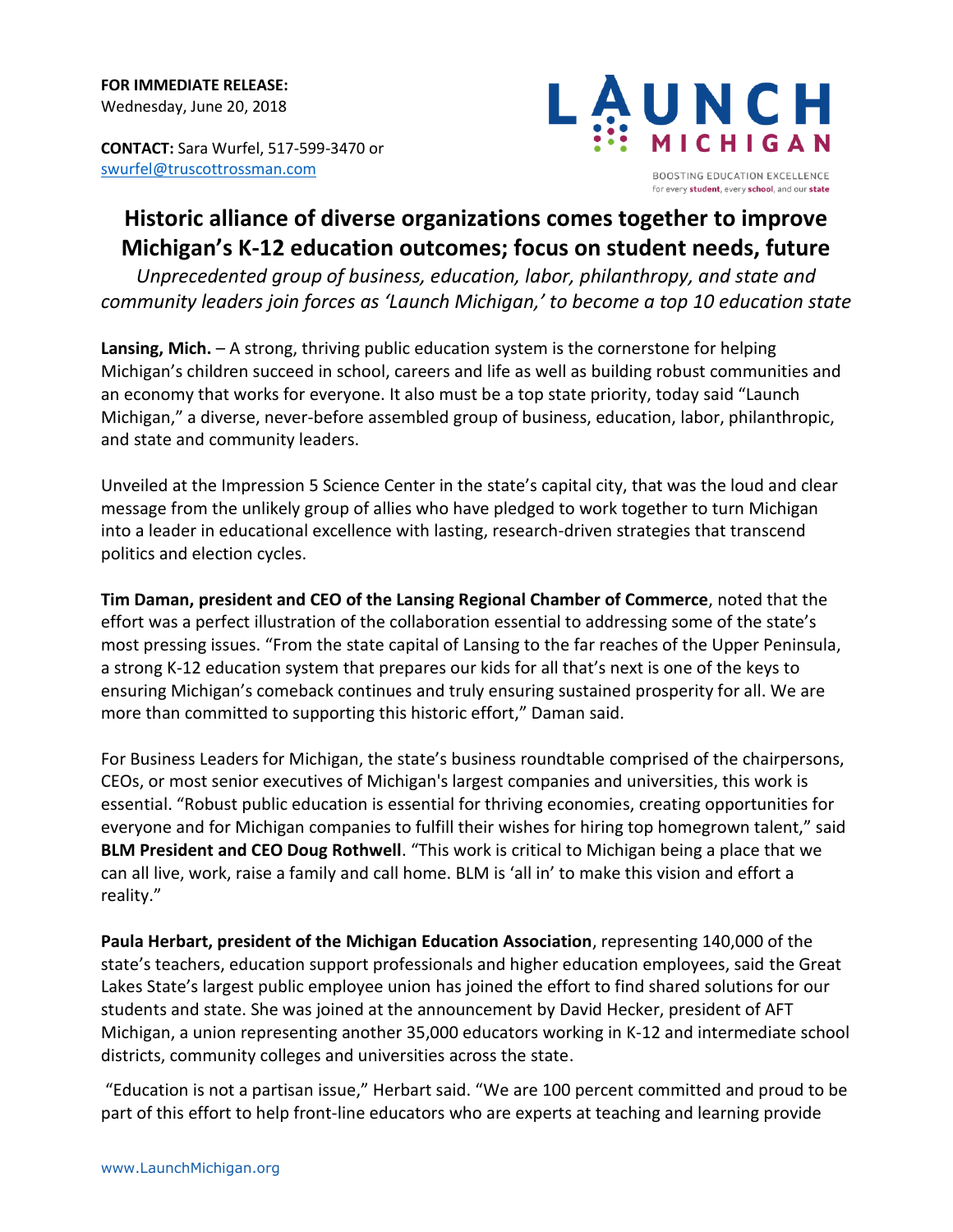**FOR IMMEDIATE RELEASE:**
Wednesday, June 20, 2018

**CONTACT:** Sara Wurfel, 517-599-3470 or
swurfel@truscottrossman.com

LAUNCH MICHIGAN
BOOSTING EDUCATION EXCELLENCE
for every **student**, every **school**, and our **state**

# Historic alliance of diverse organizations comes together to improve Michigan's K-12 education outcomes; focus on student needs, future

*Unprecedented group of business, education, labor, philanthropy, and state and community leaders join forces as 'Launch Michigan,' to become a top 10 education state*

**Lansing, Mich.** – A strong, thriving public education system is the cornerstone for helping Michigan's children succeed in school, careers and life as well as building robust communities and an economy that works for everyone. It also must be a top state priority, today said "Launch Michigan," a diverse, never-before assembled group of business, education, labor, philanthropic, and state and community leaders.

Unveiled at the Impression 5 Science Center in the state's capital city, that was the loud and clear message from the unlikely group of allies who have pledged to work together to turn Michigan into a leader in educational excellence with lasting, research-driven strategies that transcend politics and election cycles.

**Tim Daman, president and CEO of the Lansing Regional Chamber of Commerce**, noted that the effort was a perfect illustration of the collaboration essential to addressing some of the state's most pressing issues. "From the state capital of Lansing to the far reaches of the Upper Peninsula, a strong K-12 education system that prepares our kids for all that's next is one of the keys to ensuring Michigan's comeback continues and truly ensuring sustained prosperity for all. We are more than committed to supporting this historic effort," Daman said.

For Business Leaders for Michigan, the state's business roundtable comprised of the chairpersons, CEOs, or most senior executives of Michigan's largest companies and universities, this work is essential. "Robust public education is essential for thriving economies, creating opportunities for everyone and for Michigan companies to fulfill their wishes for hiring top homegrown talent," said **BLM President and CEO Doug Rothwell**. "This work is critical to Michigan being a place that we can all live, work, raise a family and call home. BLM is 'all in' to make this vision and effort a reality."

**Paula Herbart, president of the Michigan Education Association**, representing 140,000 of the state's teachers, education support professionals and higher education employees, said the Great Lakes State's largest public employee union has joined the effort to find shared solutions for our students and state. She was joined at the announcement by David Hecker, president of AFT Michigan, a union representing another 35,000 educators working in K-12 and intermediate school districts, community colleges and universities across the state.

"Education is not a partisan issue," Herbart said. "We are 100 percent committed and proud to be part of this effort to help front-line educators who are experts at teaching and learning provide

www.LaunchMichigan.org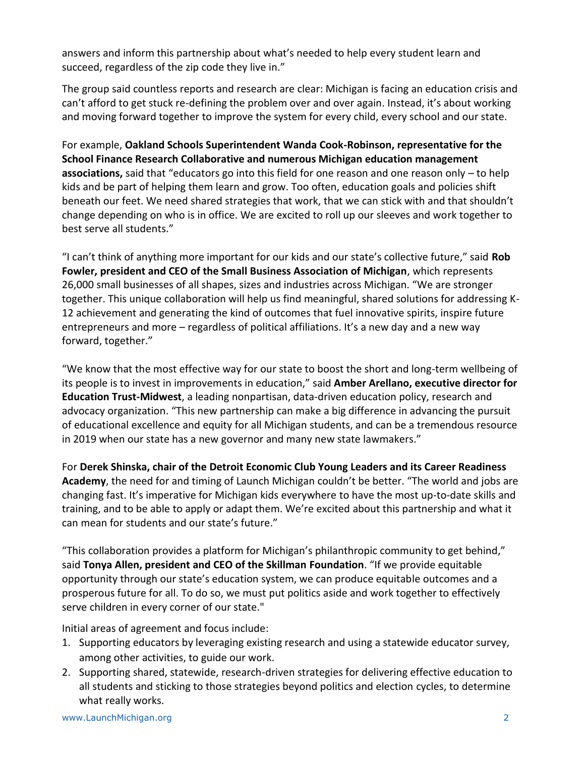answers and inform this partnership about what's needed to help every student learn and succeed, regardless of the zip code they live in."

The group said countless reports and research are clear: Michigan is facing an education crisis and can't afford to get stuck re-defining the problem over and over again. Instead, it's about working and moving forward together to improve the system for every child, every school and our state.

For example, **Oakland Schools Superintendent Wanda Cook-Robinson, representative for the School Finance Research Collaborative and numerous Michigan education management associations,** said that "educators go into this field for one reason and one reason only – to help kids and be part of helping them learn and grow. Too often, education goals and policies shift beneath our feet. We need shared strategies that work, that we can stick with and that shouldn't change depending on who is in office. We are excited to roll up our sleeves and work together to best serve all students."

"I can't think of anything more important for our kids and our state's collective future," said **Rob Fowler, president and CEO of the Small Business Association of Michigan**, which represents 26,000 small businesses of all shapes, sizes and industries across Michigan. "We are stronger together. This unique collaboration will help us find meaningful, shared solutions for addressing K-12 achievement and generating the kind of outcomes that fuel innovative spirits, inspire future entrepreneurs and more – regardless of political affiliations. It's a new day and a new way forward, together."

"We know that the most effective way for our state to boost the short and long-term wellbeing of its people is to invest in improvements in education," said **Amber Arellano, executive director for Education Trust-Midwest**, a leading nonpartisan, data-driven education policy, research and advocacy organization. "This new partnership can make a big difference in advancing the pursuit of educational excellence and equity for all Michigan students, and can be a tremendous resource in 2019 when our state has a new governor and many new state lawmakers."

For **Derek Shinska, chair of the Detroit Economic Club Young Leaders and its Career Readiness Academy**, the need for and timing of Launch Michigan couldn't be better. "The world and jobs are changing fast. It's imperative for Michigan kids everywhere to have the most up-to-date skills and training, and to be able to apply or adapt them. We're excited about this partnership and what it can mean for students and our state's future."

"This collaboration provides a platform for Michigan's philanthropic community to get behind," said **Tonya Allen, president and CEO of the Skillman Foundation**. "If we provide equitable opportunity through our state's education system, we can produce equitable outcomes and a prosperous future for all. To do so, we must put politics aside and work together to effectively serve children in every corner of our state."

Initial areas of agreement and focus include:

1. Supporting educators by leveraging existing research and using a statewide educator survey, among other activities, to guide our work.
2. Supporting shared, statewide, research-driven strategies for delivering effective education to all students and sticking to those strategies beyond politics and election cycles, to determine what really works.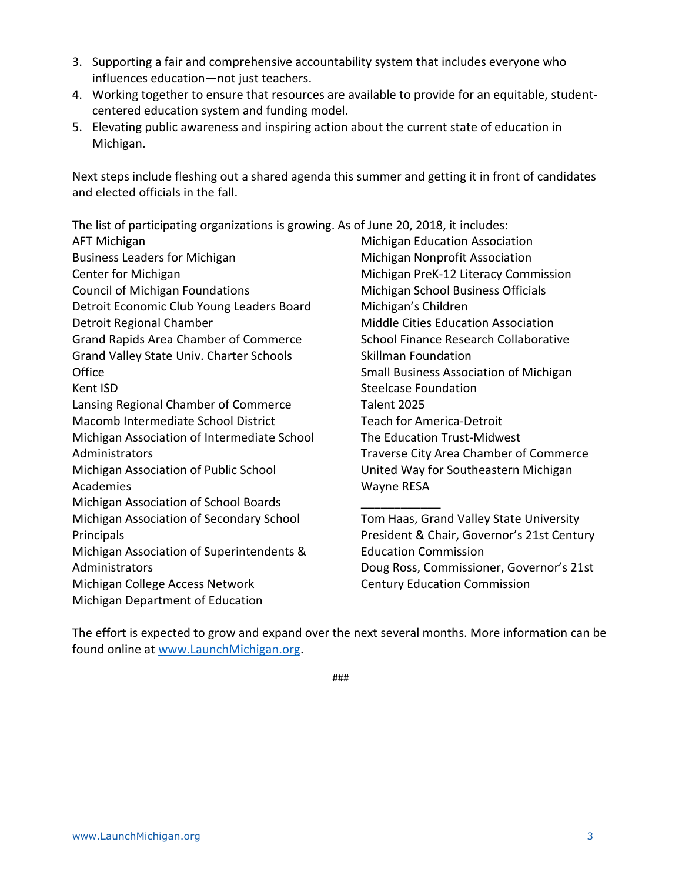3. Supporting a fair and comprehensive accountability system that includes everyone who influences education—not just teachers.
4. Working together to ensure that resources are available to provide for an equitable, student-centered education system and funding model.
5. Elevating public awareness and inspiring action about the current state of education in Michigan.

Next steps include fleshing out a shared agenda this summer and getting it in front of candidates and elected officials in the fall.

The list of participating organizations is growing. As of June 20, 2018, it includes:

AFT Michigan
Business Leaders for Michigan
Center for Michigan
Council of Michigan Foundations
Detroit Economic Club Young Leaders Board
Detroit Regional Chamber
Grand Rapids Area Chamber of Commerce
Grand Valley State Univ. Charter Schools Office
Kent ISD
Lansing Regional Chamber of Commerce
Macomb Intermediate School District
Michigan Association of Intermediate School Administrators
Michigan Association of Public School Academies
Michigan Association of School Boards
Michigan Association of Secondary School Principals
Michigan Association of Superintendents & Administrators
Michigan College Access Network
Michigan Department of Education
Michigan Education Association
Michigan Nonprofit Association
Michigan PreK-12 Literacy Commission
Michigan School Business Officials
Michigan's Children
Middle Cities Education Association
School Finance Research Collaborative
Skillman Foundation
Small Business Association of Michigan
Steelcase Foundation
Talent 2025
Teach for America-Detroit
The Education Trust-Midwest
Traverse City Area Chamber of Commerce
United Way for Southeastern Michigan
Wayne RESA

\_\_\_\_\_\_\_\_\_\_\_\_

Tom Haas, Grand Valley State University President & Chair, Governor's 21st Century Education Commission
Doug Ross, Commissioner, Governor's 21st Century Education Commission

The effort is expected to grow and expand over the next several months. More information can be found online at [www.LaunchMichigan.org](http://www.LaunchMichigan.org).

###